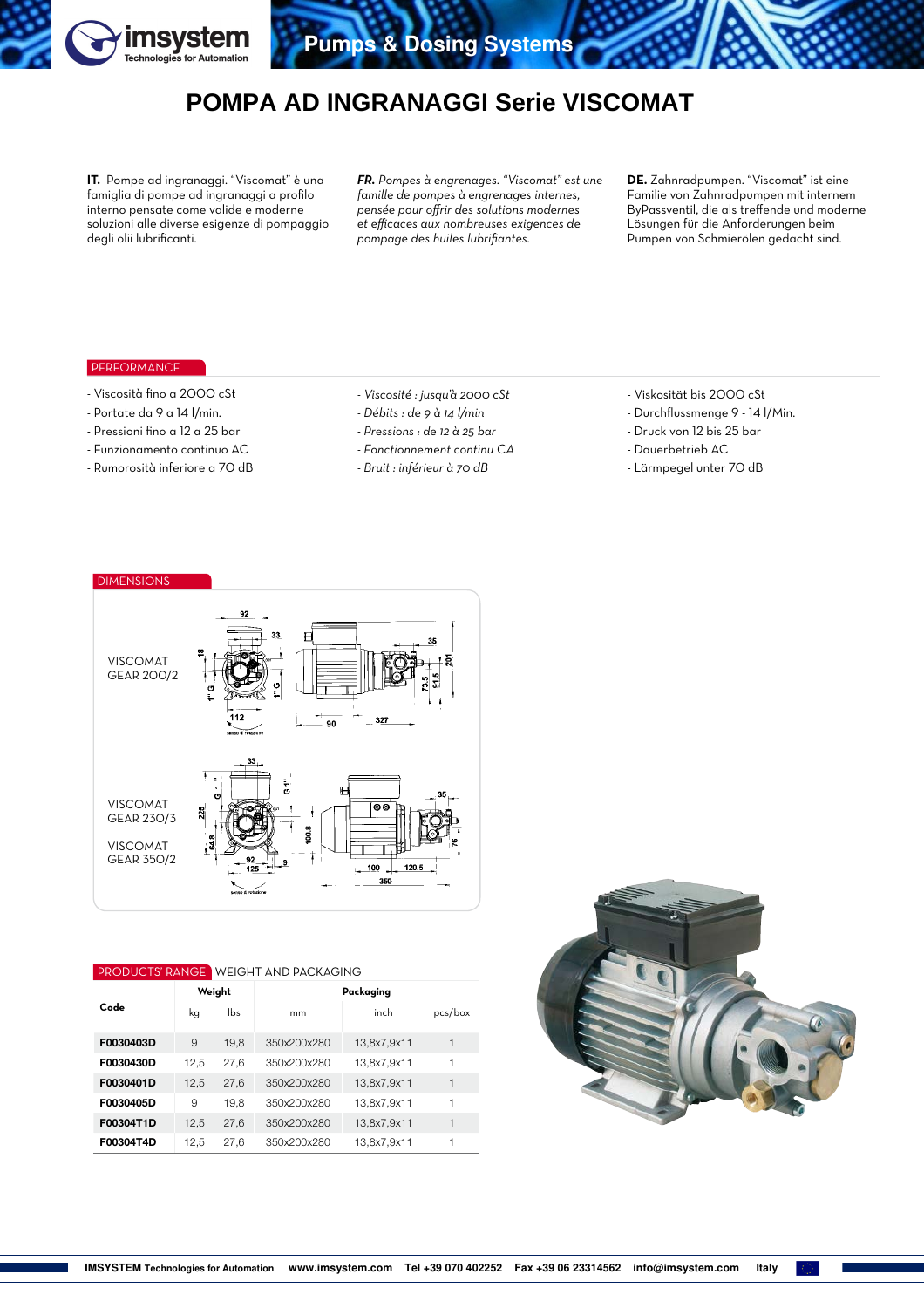# POMPA AD INGRANAGGI Serie VISCOMAT

**IT.** Pompe ad ingranaggi. "Viscomat" è una famiglia di pompe ad ingranaggi a profilo interno pensate come valide e moderne soluzioni alle diverse esigenze di pompaggio degli olii lubrificanti.

***FR.*** *Pompes à engrenages. "Viscomat" est une famille de pompes à engrenages internes, pensée pour offrir des solutions modernes et efficaces aux nombreuses exigences de pompage des huiles lubrifiantes.*

**DE.** Zahnradpumpen. "Viscomat" ist eine Familie von Zahnradpumpen mit internem ByPassventil, die als treffende und moderne Lösungen für die Anforderungen beim Pumpen von Schmierölen gedacht sind.

## PERFORMANCE

- Viscosità fino a 2000 cSt
- Portate da 9 a 14 l/min.
- Pressioni fino a 12 a 25 bar
- Funzionamento continuo AC
- Rumorosità inferiore a 70 dB

- *Viscosité : jusqu'à 2000 cSt*
- *Débits : de 9 à 14 l/min*
- *Pressions : de 12 à 25 bar*
- *Fonctionnement continu CA*
- *Bruit : inférieur à 70 dB*

- Viskosität bis 2000 cSt
- Durchflussmenge 9 - 14 l/Min.
- Druck von 12 bis 25 bar
- Dauerbetrieb AC
- Lärmpegel unter 70 dB

## DIMENSIONS

VISCOMAT GEAR 200/2

92
33
35
18
1" G
1" G
73,5
91,5
201
112
90
327

VISCOMAT GEAR 230/3

VISCOMAT GEAR 350/2

33
G 1"
G 1"
35
225
64,8
100,8
76
92
125
9
100
120,5
350

## PRODUCTS' RANGE WEIGHT AND PACKAGING

| Code | Weight | | Packaging | | |
|---|---|---|---|---|---|
| | kg | lbs | mm | inch | pcs/box |
| **F0030403D** | 9 | 19,8 | 350x200x280 | 13,8x7,9x11 | 1 |
| **F0030430D** | 12,5 | 27,6 | 350x200x280 | 13,8x7,9x11 | 1 |
| **F0030401D** | 12,5 | 27,6 | 350x200x280 | 13,8x7,9x11 | 1 |
| **F0030405D** | 9 | 19,8 | 350x200x280 | 13,8x7,9x11 | 1 |
| **F00304T1D** | 12,5 | 27,6 | 350x200x280 | 13,8x7,9x11 | 1 |
| **F00304T4D** | 12,5 | 27,6 | 350x200x280 | 13,8x7,9x11 | 1 |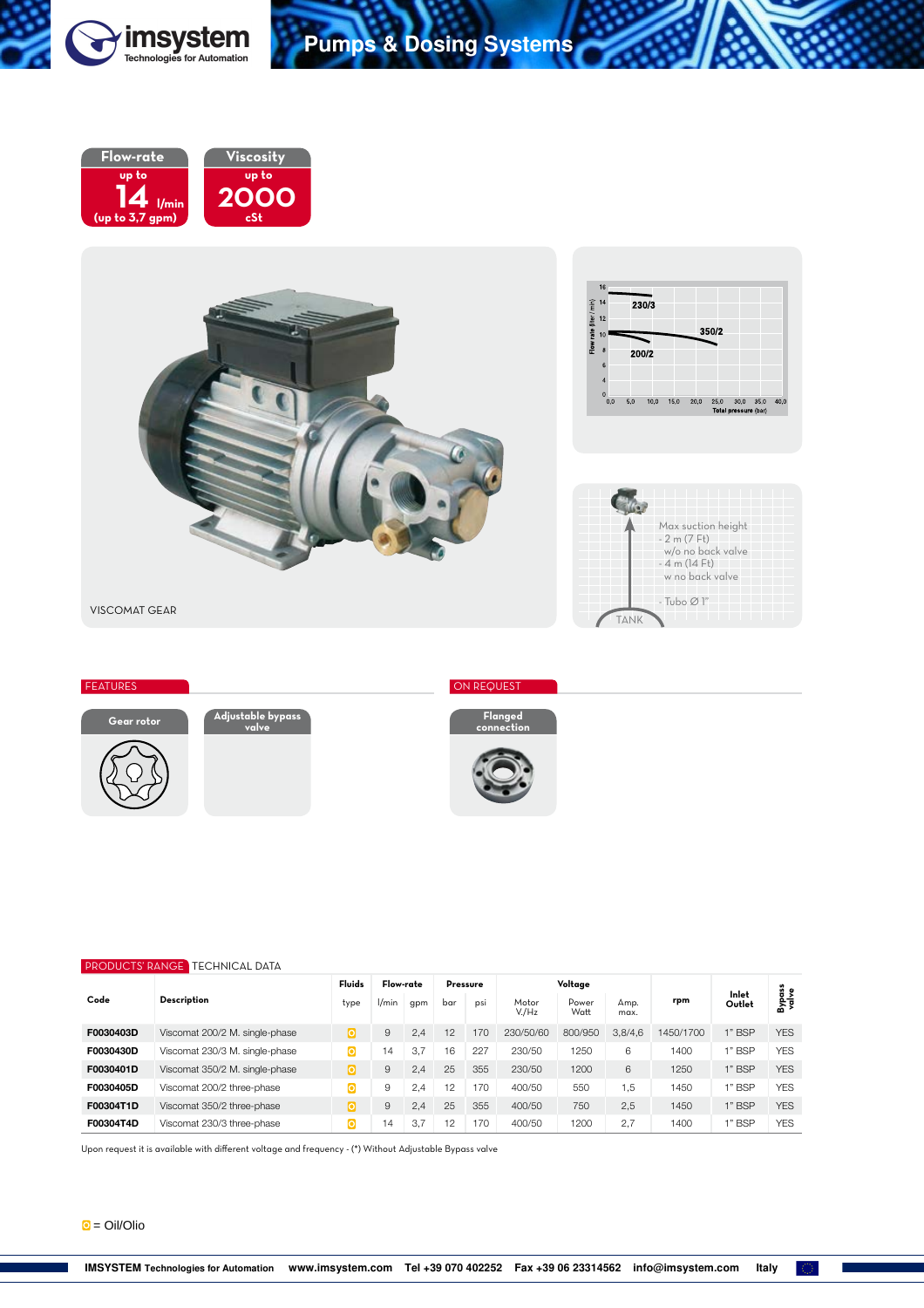# Pumps & Dosing Systems

**Flow-rate** up to **14** l/min (up to 3,7 gpm)

**Viscosity** up to **2000** cSt

VISCOMAT GEAR

16
14
12
10
8
6
4
0
Flow rate (liter/min)
230/3
350/2
200/2
0,0 5,0 10,0 15,0 20,0 25,0 30,0 35,0 40,0
Total pressure (bar)

Max suction height
- 2 m (7 Ft) w/o no back valve
- 4 m (14 Ft) w no back valve
- Tubo Ø 1"
TANK

## FEATURES

- Gear rotor
- Adjustable bypass valve

## ON REQUEST

- Flanged connection

## PRODUCTS' RANGE TECHNICAL DATA

| Code | Description | Fluids | Flow-rate | | Pressure | | Voltage | | | rpm | Inlet Outlet | Bypass valve |
|---|---|---|---|---|---|---|---|---|---|---|---|---|
| | | type | l/min | gpm | bar | psi | Motor V./Hz | Power Watt | Amp. max. | | | |
| **F0030403D** | Viscomat 200/2 M. single-phase | O | 9 | 2,4 | 12 | 170 | 230/50/60 | 800/950 | 3,8/4,6 | 1450/1700 | 1" BSP | YES |
| **F0030430D** | Viscomat 230/3 M. single-phase | O | 14 | 3,7 | 16 | 227 | 230/50 | 1250 | 6 | 1400 | 1" BSP | YES |
| **F0030401D** | Viscomat 350/2 M. single-phase | O | 9 | 2,4 | 25 | 355 | 230/50 | 1200 | 6 | 1250 | 1" BSP | YES |
| **F0030405D** | Viscomat 200/2 three-phase | O | 9 | 2,4 | 12 | 170 | 400/50 | 550 | 1,5 | 1450 | 1" BSP | YES |
| **F00304T1D** | Viscomat 350/2 three-phase | O | 9 | 2,4 | 25 | 355 | 400/50 | 750 | 2,5 | 1450 | 1" BSP | YES |
| **F00304T4D** | Viscomat 230/3 three-phase | O | 14 | 3,7 | 12 | 170 | 400/50 | 1200 | 2,7 | 1400 | 1" BSP | YES |

Upon request it is available with different voltage and frequency - (*) Without Adjustable Bypass valve

O = Oil/Olio